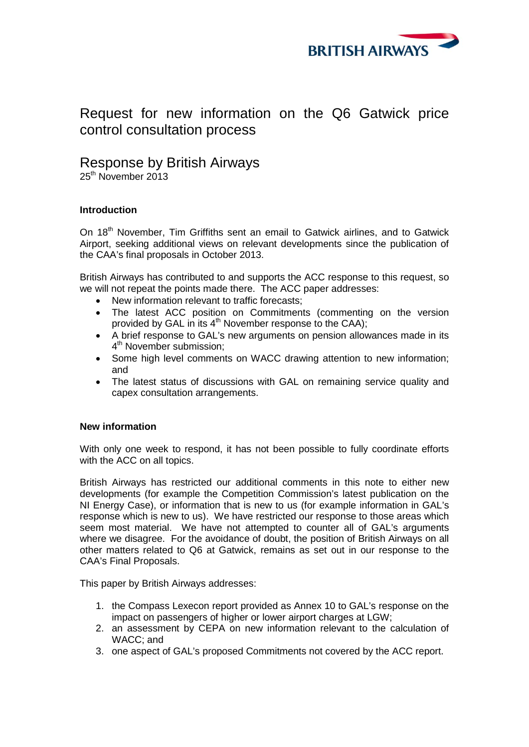BRITISH AIRWAYS

# Request for new information on the Q6 Gatwick price control consultation process

## Response by British Airways

25th November 2013

### Introduction

On 18th November, Tim Griffiths sent an email to Gatwick airlines, and to Gatwick Airport, seeking additional views on relevant developments since the publication of the CAA's final proposals in October 2013.

British Airways has contributed to and supports the ACC response to this request, so we will not repeat the points made there. The ACC paper addresses:

- New information relevant to traffic forecasts;
- The latest ACC position on Commitments (commenting on the version provided by GAL in its 4th November response to the CAA);
- A brief response to GAL's new arguments on pension allowances made in its 4th November submission;
- Some high level comments on WACC drawing attention to new information; and
- The latest status of discussions with GAL on remaining service quality and capex consultation arrangements.

### New information

With only one week to respond, it has not been possible to fully coordinate efforts with the ACC on all topics.

British Airways has restricted our additional comments in this note to either new developments (for example the Competition Commission's latest publication on the NI Energy Case), or information that is new to us (for example information in GAL's response which is new to us). We have restricted our response to those areas which seem most material. We have not attempted to counter all of GAL's arguments where we disagree. For the avoidance of doubt, the position of British Airways on all other matters related to Q6 at Gatwick, remains as set out in our response to the CAA's Final Proposals.

This paper by British Airways addresses:

1. the Compass Lexecon report provided as Annex 10 to GAL's response on the impact on passengers of higher or lower airport charges at LGW;
2. an assessment by CEPA on new information relevant to the calculation of WACC; and
3. one aspect of GAL's proposed Commitments not covered by the ACC report.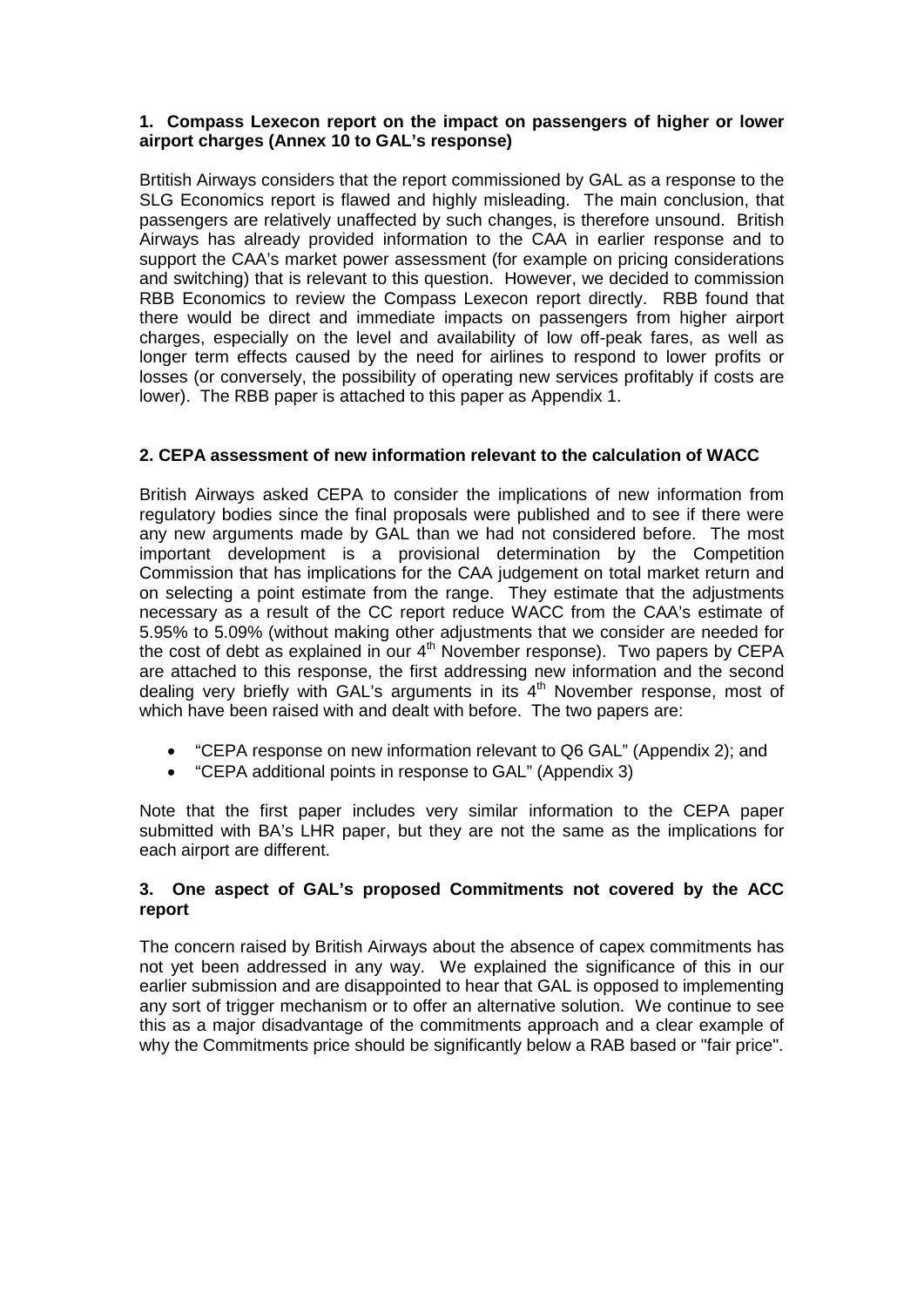### 1. Compass Lexecon report on the impact on passengers of higher or lower airport charges (Annex 10 to GAL's response)

Brtitish Airways considers that the report commissioned by GAL as a response to the SLG Economics report is flawed and highly misleading. The main conclusion, that passengers are relatively unaffected by such changes, is therefore unsound. British Airways has already provided information to the CAA in earlier response and to support the CAA's market power assessment (for example on pricing considerations and switching) that is relevant to this question. However, we decided to commission RBB Economics to review the Compass Lexecon report directly. RBB found that there would be direct and immediate impacts on passengers from higher airport charges, especially on the level and availability of low off-peak fares, as well as longer term effects caused by the need for airlines to respond to lower profits or losses (or conversely, the possibility of operating new services profitably if costs are lower). The RBB paper is attached to this paper as Appendix 1.

### 2. CEPA assessment of new information relevant to the calculation of WACC

British Airways asked CEPA to consider the implications of new information from regulatory bodies since the final proposals were published and to see if there were any new arguments made by GAL than we had not considered before. The most important development is a provisional determination by the Competition Commission that has implications for the CAA judgement on total market return and on selecting a point estimate from the range. They estimate that the adjustments necessary as a result of the CC report reduce WACC from the CAA's estimate of 5.95% to 5.09% (without making other adjustments that we consider are needed for the cost of debt as explained in our 4th November response). Two papers by CEPA are attached to this response, the first addressing new information and the second dealing very briefly with GAL's arguments in its 4th November response, most of which have been raised with and dealt with before. The two papers are:

- "CEPA response on new information relevant to Q6 GAL" (Appendix 2); and
- "CEPA additional points in response to GAL" (Appendix 3)

Note that the first paper includes very similar information to the CEPA paper submitted with BA's LHR paper, but they are not the same as the implications for each airport are different.

### 3. One aspect of GAL's proposed Commitments not covered by the ACC report

The concern raised by British Airways about the absence of capex commitments has not yet been addressed in any way. We explained the significance of this in our earlier submission and are disappointed to hear that GAL is opposed to implementing any sort of trigger mechanism or to offer an alternative solution. We continue to see this as a major disadvantage of the commitments approach and a clear example of why the Commitments price should be significantly below a RAB based or "fair price".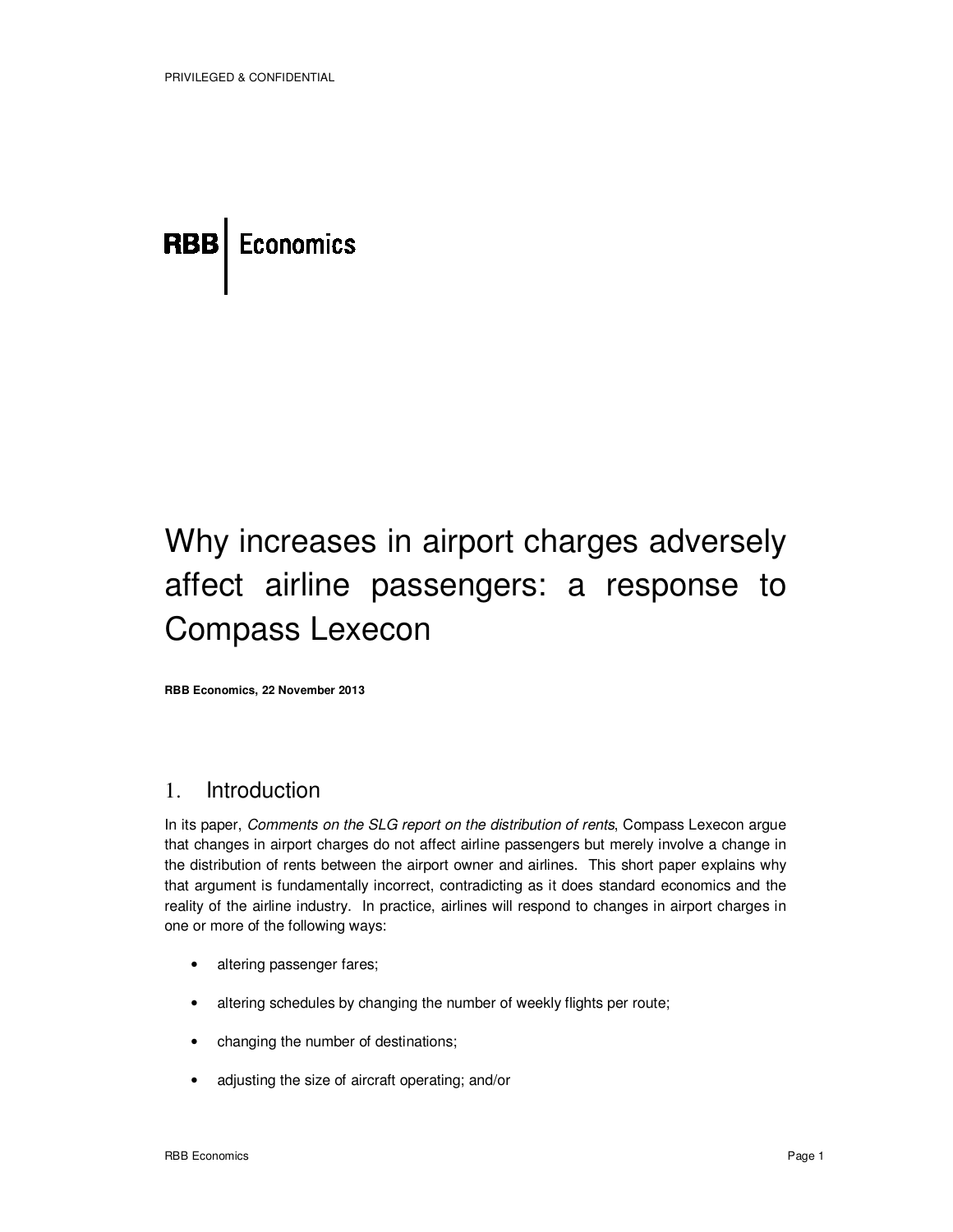PRIVILEGED & CONFIDENTIAL

RBB | Economics

# Why increases in airport charges adversely affect airline passengers: a response to Compass Lexecon

**RBB Economics, 22 November 2013**

## 1. Introduction

In its paper, *Comments on the SLG report on the distribution of rents*, Compass Lexecon argue that changes in airport charges do not affect airline passengers but merely involve a change in the distribution of rents between the airport owner and airlines. This short paper explains why that argument is fundamentally incorrect, contradicting as it does standard economics and the reality of the airline industry. In practice, airlines will respond to changes in airport charges in one or more of the following ways:

- altering passenger fares;
- altering schedules by changing the number of weekly flights per route;
- changing the number of destinations;
- adjusting the size of aircraft operating; and/or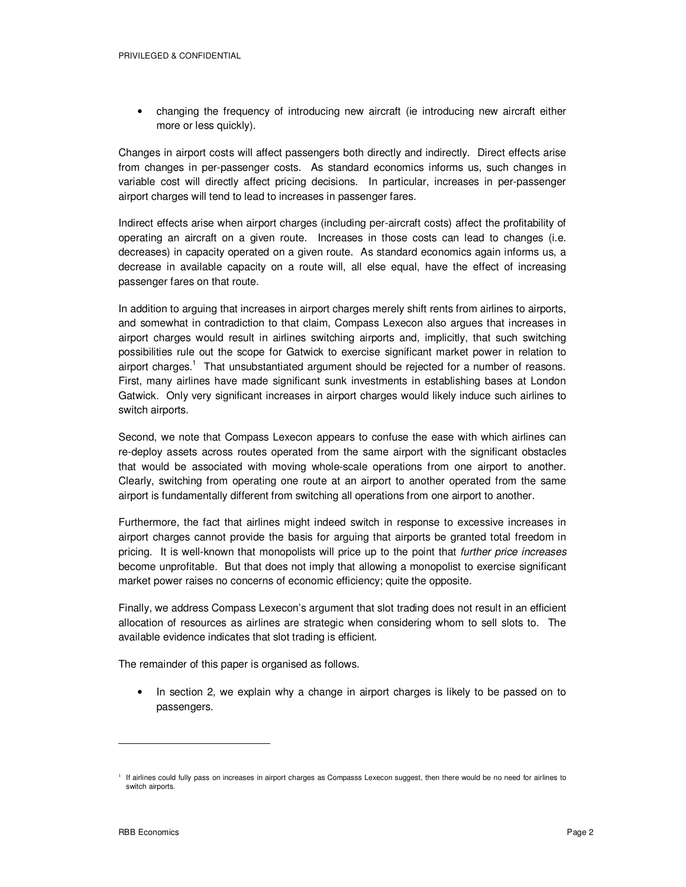- changing the frequency of introducing new aircraft (ie introducing new aircraft either more or less quickly).

Changes in airport costs will affect passengers both directly and indirectly. Direct effects arise from changes in per-passenger costs. As standard economics informs us, such changes in variable cost will directly affect pricing decisions. In particular, increases in per-passenger airport charges will tend to lead to increases in passenger fares.

Indirect effects arise when airport charges (including per-aircraft costs) affect the profitability of operating an aircraft on a given route. Increases in those costs can lead to changes (i.e. decreases) in capacity operated on a given route. As standard economics again informs us, a decrease in available capacity on a route will, all else equal, have the effect of increasing passenger fares on that route.

In addition to arguing that increases in airport charges merely shift rents from airlines to airports, and somewhat in contradiction to that claim, Compass Lexecon also argues that increases in airport charges would result in airlines switching airports and, implicitly, that such switching possibilities rule out the scope for Gatwick to exercise significant market power in relation to airport charges.[1] That unsubstantiated argument should be rejected for a number of reasons. First, many airlines have made significant sunk investments in establishing bases at London Gatwick. Only very significant increases in airport charges would likely induce such airlines to switch airports.

Second, we note that Compass Lexecon appears to confuse the ease with which airlines can re-deploy assets across routes operated from the same airport with the significant obstacles that would be associated with moving whole-scale operations from one airport to another. Clearly, switching from operating one route at an airport to another operated from the same airport is fundamentally different from switching all operations from one airport to another.

Furthermore, the fact that airlines might indeed switch in response to excessive increases in airport charges cannot provide the basis for arguing that airports be granted total freedom in pricing. It is well-known that monopolists will price up to the point that *further price increases* become unprofitable. But that does not imply that allowing a monopolist to exercise significant market power raises no concerns of economic efficiency; quite the opposite.

Finally, we address Compass Lexecon's argument that slot trading does not result in an efficient allocation of resources as airlines are strategic when considering whom to sell slots to. The available evidence indicates that slot trading is efficient.

The remainder of this paper is organised as follows.

- In section 2, we explain why a change in airport charges is likely to be passed on to passengers.

[1] If airlines could fully pass on increases in airport charges as Compasss Lexecon suggest, then there would be no need for airlines to switch airports.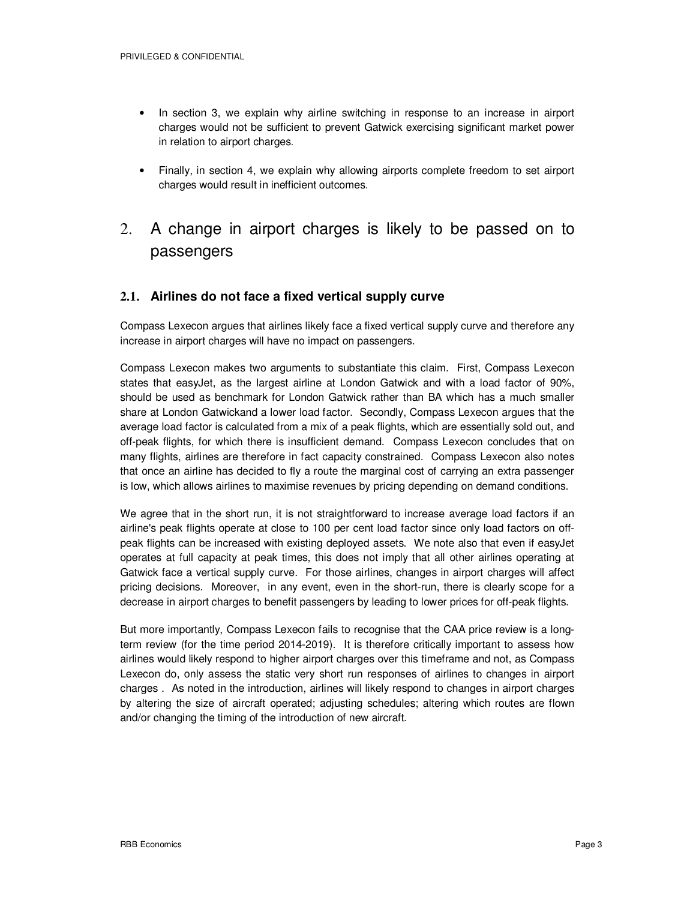- In section 3, we explain why airline switching in response to an increase in airport charges would not be sufficient to prevent Gatwick exercising significant market power in relation to airport charges.
- Finally, in section 4, we explain why allowing airports complete freedom to set airport charges would result in inefficient outcomes.

# 2. A change in airport charges is likely to be passed on to passengers

## 2.1. Airlines do not face a fixed vertical supply curve

Compass Lexecon argues that airlines likely face a fixed vertical supply curve and therefore any increase in airport charges will have no impact on passengers.

Compass Lexecon makes two arguments to substantiate this claim. First, Compass Lexecon states that easyJet, as the largest airline at London Gatwick and with a load factor of 90%, should be used as benchmark for London Gatwick rather than BA which has a much smaller share at London Gatwickand a lower load factor. Secondly, Compass Lexecon argues that the average load factor is calculated from a mix of a peak flights, which are essentially sold out, and off-peak flights, for which there is insufficient demand. Compass Lexecon concludes that on many flights, airlines are therefore in fact capacity constrained. Compass Lexecon also notes that once an airline has decided to fly a route the marginal cost of carrying an extra passenger is low, which allows airlines to maximise revenues by pricing depending on demand conditions.

We agree that in the short run, it is not straightforward to increase average load factors if an airline's peak flights operate at close to 100 per cent load factor since only load factors on off-peak flights can be increased with existing deployed assets. We note also that even if easyJet operates at full capacity at peak times, this does not imply that all other airlines operating at Gatwick face a vertical supply curve. For those airlines, changes in airport charges will affect pricing decisions. Moreover, in any event, even in the short-run, there is clearly scope for a decrease in airport charges to benefit passengers by leading to lower prices for off-peak flights.

But more importantly, Compass Lexecon fails to recognise that the CAA price review is a long-term review (for the time period 2014-2019). It is therefore critically important to assess how airlines would likely respond to higher airport charges over this timeframe and not, as Compass Lexecon do, only assess the static very short run responses of airlines to changes in airport charges . As noted in the introduction, airlines will likely respond to changes in airport charges by altering the size of aircraft operated; adjusting schedules; altering which routes are flown and/or changing the timing of the introduction of new aircraft.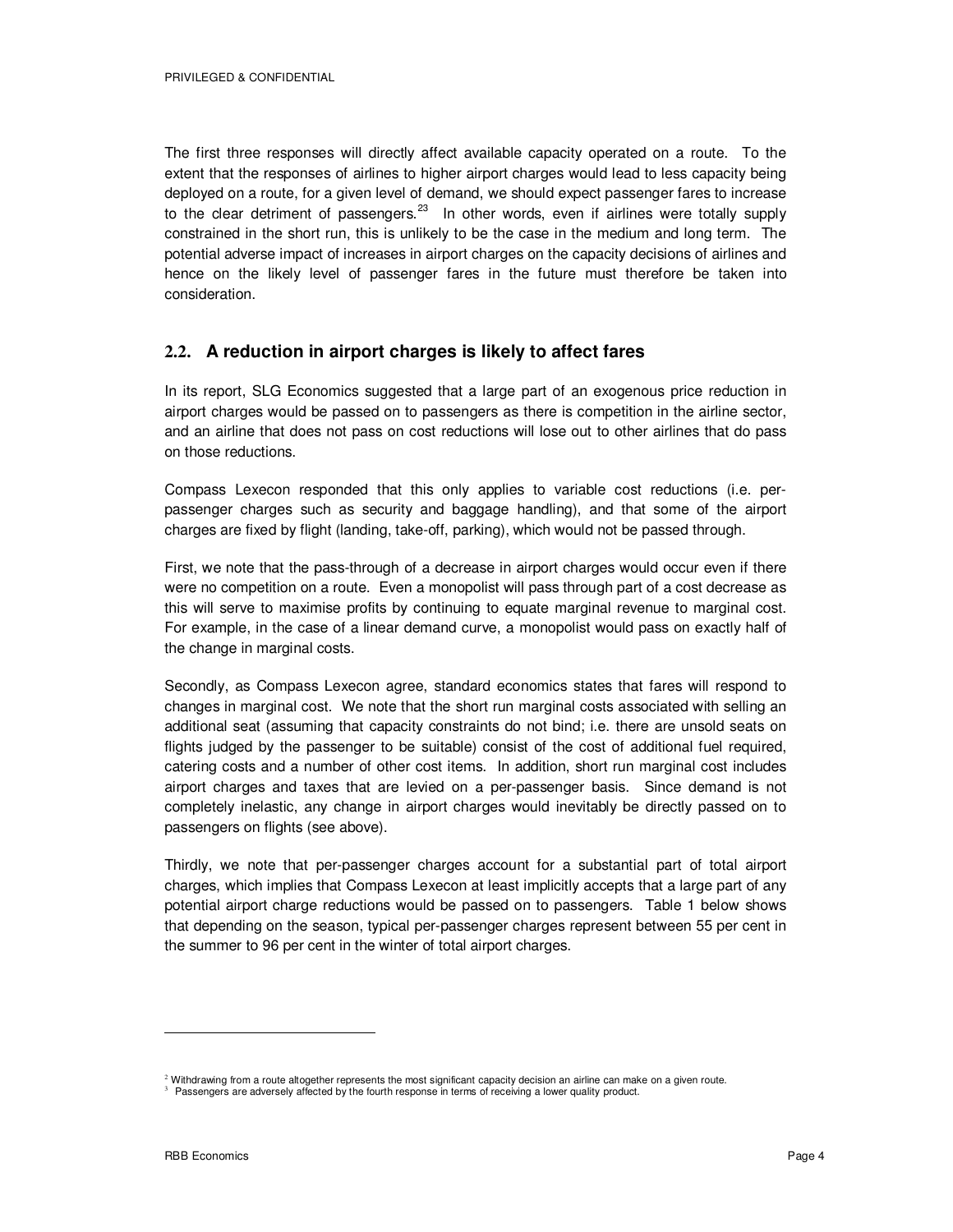The first three responses will directly affect available capacity operated on a route. To the extent that the responses of airlines to higher airport charges would lead to less capacity being deployed on a route, for a given level of demand, we should expect passenger fares to increase to the clear detriment of passengers.[23] In other words, even if airlines were totally supply constrained in the short run, this is unlikely to be the case in the medium and long term. The potential adverse impact of increases in airport charges on the capacity decisions of airlines and hence on the likely level of passenger fares in the future must therefore be taken into consideration.

## 2.2. A reduction in airport charges is likely to affect fares

In its report, SLG Economics suggested that a large part of an exogenous price reduction in airport charges would be passed on to passengers as there is competition in the airline sector, and an airline that does not pass on cost reductions will lose out to other airlines that do pass on those reductions.

Compass Lexecon responded that this only applies to variable cost reductions (i.e. per-passenger charges such as security and baggage handling), and that some of the airport charges are fixed by flight (landing, take-off, parking), which would not be passed through.

First, we note that the pass-through of a decrease in airport charges would occur even if there were no competition on a route. Even a monopolist will pass through part of a cost decrease as this will serve to maximise profits by continuing to equate marginal revenue to marginal cost. For example, in the case of a linear demand curve, a monopolist would pass on exactly half of the change in marginal costs.

Secondly, as Compass Lexecon agree, standard economics states that fares will respond to changes in marginal cost. We note that the short run marginal costs associated with selling an additional seat (assuming that capacity constraints do not bind; i.e. there are unsold seats on flights judged by the passenger to be suitable) consist of the cost of additional fuel required, catering costs and a number of other cost items. In addition, short run marginal cost includes airport charges and taxes that are levied on a per-passenger basis. Since demand is not completely inelastic, any change in airport charges would inevitably be directly passed on to passengers on flights (see above).

Thirdly, we note that per-passenger charges account for a substantial part of total airport charges, which implies that Compass Lexecon at least implicitly accepts that a large part of any potential airport charge reductions would be passed on to passengers. Table 1 below shows that depending on the season, typical per-passenger charges represent between 55 per cent in the summer to 96 per cent in the winter of total airport charges.

---

[2] Withdrawing from a route altogether represents the most significant capacity decision an airline can make on a given route.

[3] Passengers are adversely affected by the fourth response in terms of receiving a lower quality product.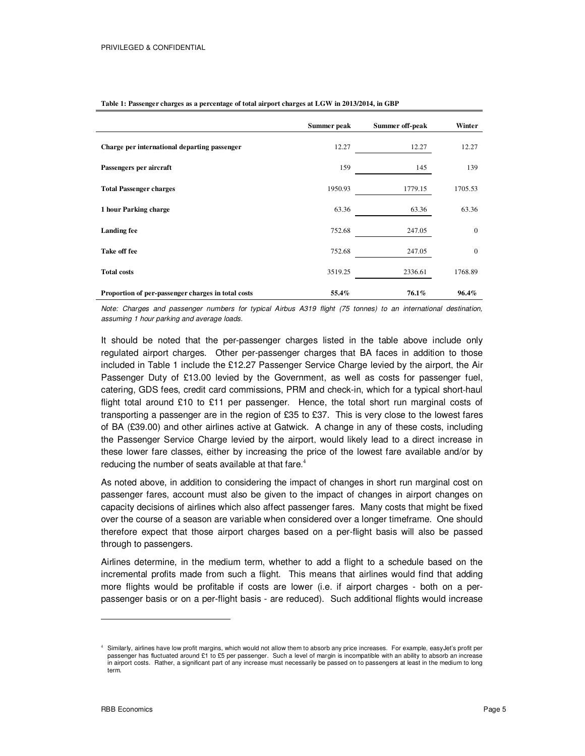**Table 1: Passenger charges as a percentage of total airport charges at LGW in 2013/2014, in GBP**

| | Summer peak | Summer off-peak | Winter |
|---|---|---|---|
| **Charge per international departing passenger** | 12.27 | 12.27 | 12.27 |
| **Passengers per aircraft** | 159 | 145 | 139 |
| **Total Passenger charges** | 1950.93 | 1779.15 | 1705.53 |
| **1 hour Parking charge** | 63.36 | 63.36 | 63.36 |
| **Landing fee** | 752.68 | 247.05 | 0 |
| **Take off fee** | 752.68 | 247.05 | 0 |
| **Total costs** | 3519.25 | 2336.61 | 1768.89 |
| **Proportion of per-passenger charges in total costs** | **55.4%** | **76.1%** | **96.4%** |

*Note: Charges and passenger numbers for typical Airbus A319 flight (75 tonnes) to an international destination, assuming 1 hour parking and average loads.*

It should be noted that the per-passenger charges listed in the table above include only regulated airport charges. Other per-passenger charges that BA faces in addition to those included in Table 1 include the £12.27 Passenger Service Charge levied by the airport, the Air Passenger Duty of £13.00 levied by the Government, as well as costs for passenger fuel, catering, GDS fees, credit card commissions, PRM and check-in, which for a typical short-haul flight total around £10 to £11 per passenger. Hence, the total short run marginal costs of transporting a passenger are in the region of £35 to £37. This is very close to the lowest fares of BA (£39.00) and other airlines active at Gatwick. A change in any of these costs, including the Passenger Service Charge levied by the airport, would likely lead to a direct increase in these lower fare classes, either by increasing the price of the lowest fare available and/or by reducing the number of seats available at that fare.[4]

As noted above, in addition to considering the impact of changes in short run marginal cost on passenger fares, account must also be given to the impact of changes in airport changes on capacity decisions of airlines which also affect passenger fares. Many costs that might be fixed over the course of a season are variable when considered over a longer timeframe. One should therefore expect that those airport charges based on a per-flight basis will also be passed through to passengers.

Airlines determine, in the medium term, whether to add a flight to a schedule based on the incremental profits made from such a flight. This means that airlines would find that adding more flights would be profitable if costs are lower (i.e. if airport charges - both on a per-passenger basis or on a per-flight basis - are reduced). Such additional flights would increase

---

[4] Similarly, airlines have low profit margins, which would not allow them to absorb any price increases. For example, easyJet's profit per passenger has fluctuated around £1 to £5 per passenger. Such a level of margin is incompatible with an ability to absorb an increase in airport costs. Rather, a significant part of any increase must necessarily be passed on to passengers at least in the medium to long term.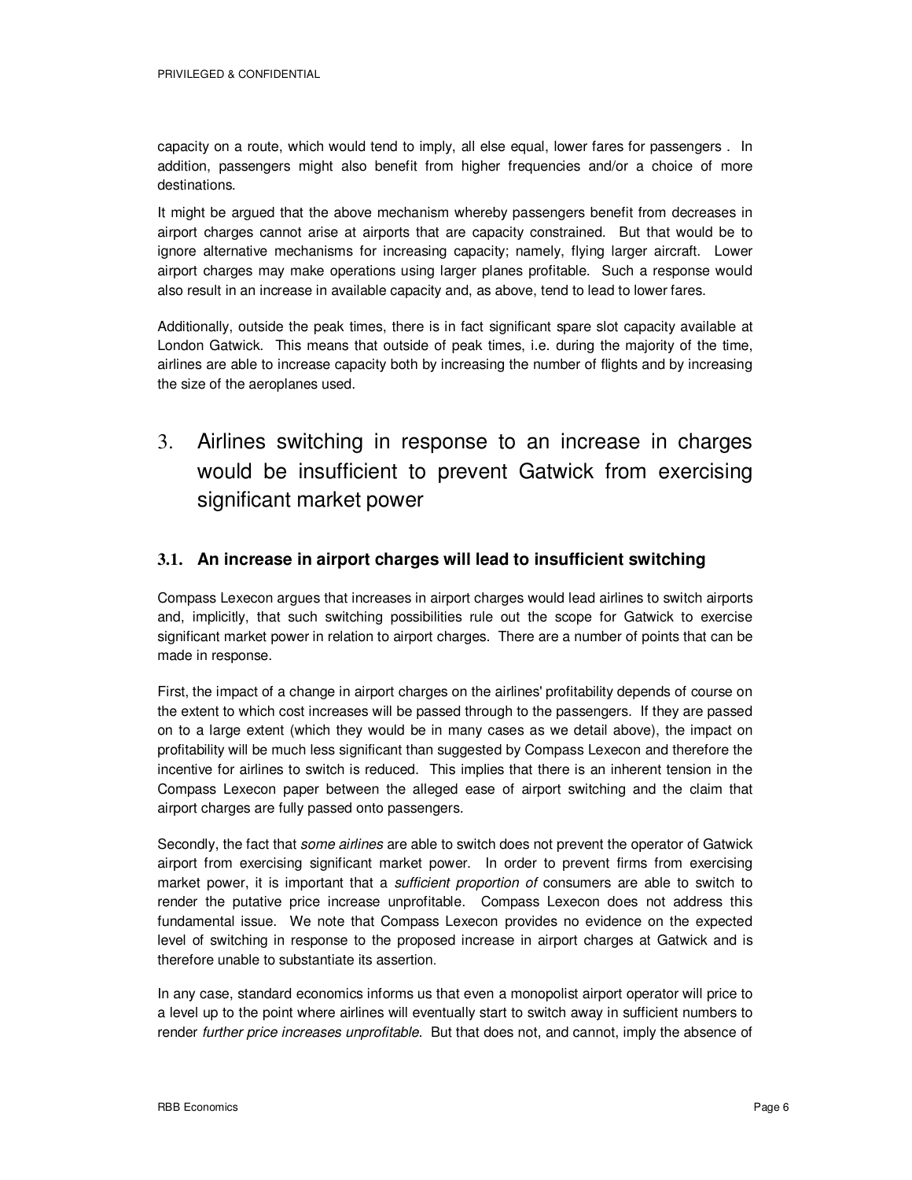capacity on a route, which would tend to imply, all else equal, lower fares for passengers . In addition, passengers might also benefit from higher frequencies and/or a choice of more destinations.

It might be argued that the above mechanism whereby passengers benefit from decreases in airport charges cannot arise at airports that are capacity constrained. But that would be to ignore alternative mechanisms for increasing capacity; namely, flying larger aircraft. Lower airport charges may make operations using larger planes profitable. Such a response would also result in an increase in available capacity and, as above, tend to lead to lower fares.

Additionally, outside the peak times, there is in fact significant spare slot capacity available at London Gatwick. This means that outside of peak times, i.e. during the majority of the time, airlines are able to increase capacity both by increasing the number of flights and by increasing the size of the aeroplanes used.

# 3. Airlines switching in response to an increase in charges would be insufficient to prevent Gatwick from exercising significant market power

## 3.1. An increase in airport charges will lead to insufficient switching

Compass Lexecon argues that increases in airport charges would lead airlines to switch airports and, implicitly, that such switching possibilities rule out the scope for Gatwick to exercise significant market power in relation to airport charges. There are a number of points that can be made in response.

First, the impact of a change in airport charges on the airlines' profitability depends of course on the extent to which cost increases will be passed through to the passengers. If they are passed on to a large extent (which they would be in many cases as we detail above), the impact on profitability will be much less significant than suggested by Compass Lexecon and therefore the incentive for airlines to switch is reduced. This implies that there is an inherent tension in the Compass Lexecon paper between the alleged ease of airport switching and the claim that airport charges are fully passed onto passengers.

Secondly, the fact that *some airlines* are able to switch does not prevent the operator of Gatwick airport from exercising significant market power. In order to prevent firms from exercising market power, it is important that a *sufficient proportion of* consumers are able to switch to render the putative price increase unprofitable. Compass Lexecon does not address this fundamental issue. We note that Compass Lexecon provides no evidence on the expected level of switching in response to the proposed increase in airport charges at Gatwick and is therefore unable to substantiate its assertion.

In any case, standard economics informs us that even a monopolist airport operator will price to a level up to the point where airlines will eventually start to switch away in sufficient numbers to render *further price increases unprofitable*. But that does not, and cannot, imply the absence of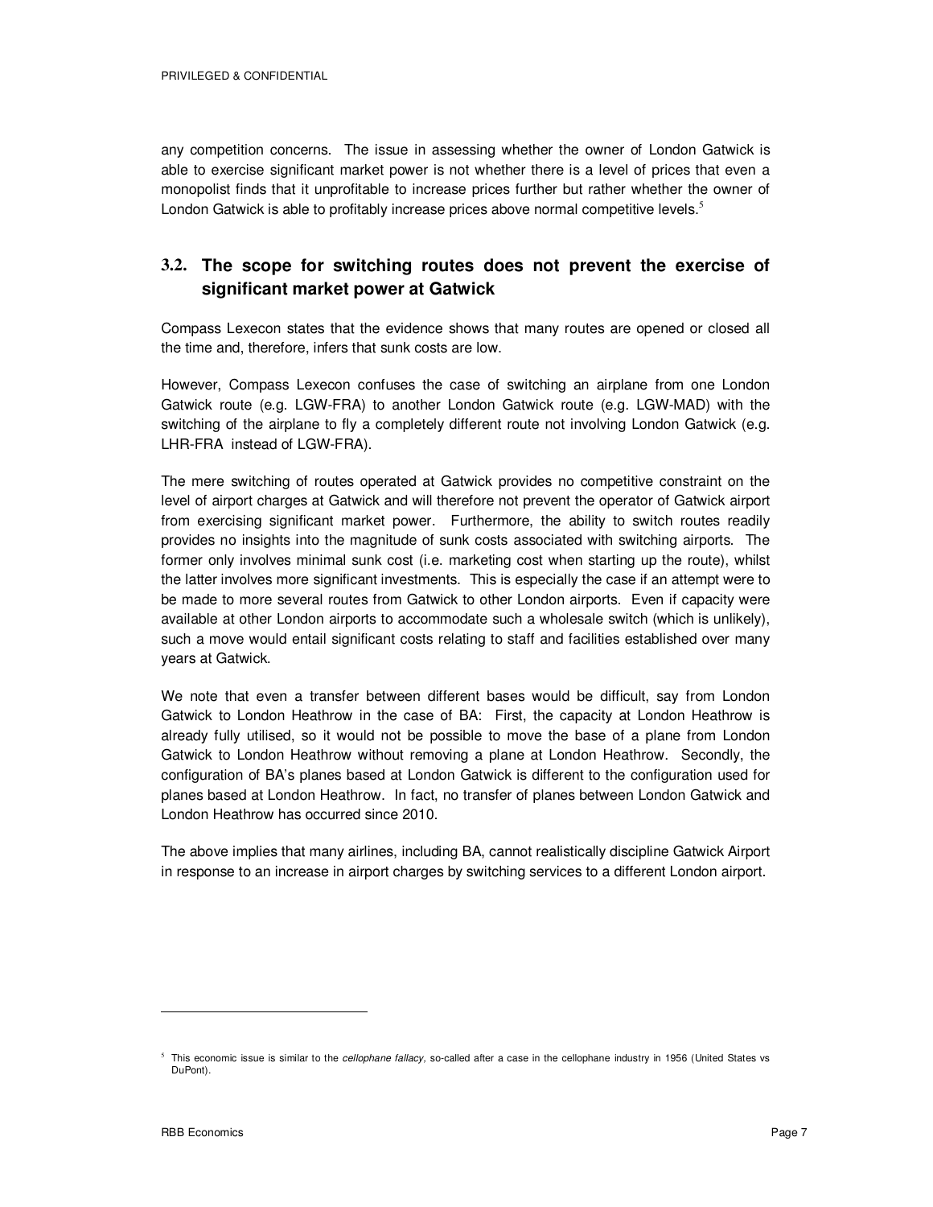any competition concerns. The issue in assessing whether the owner of London Gatwick is able to exercise significant market power is not whether there is a level of prices that even a monopolist finds that it unprofitable to increase prices further but rather whether the owner of London Gatwick is able to profitably increase prices above normal competitive levels.[5]

## 3.2. The scope for switching routes does not prevent the exercise of significant market power at Gatwick

Compass Lexecon states that the evidence shows that many routes are opened or closed all the time and, therefore, infers that sunk costs are low.

However, Compass Lexecon confuses the case of switching an airplane from one London Gatwick route (e.g. LGW-FRA) to another London Gatwick route (e.g. LGW-MAD) with the switching of the airplane to fly a completely different route not involving London Gatwick (e.g. LHR-FRA instead of LGW-FRA).

The mere switching of routes operated at Gatwick provides no competitive constraint on the level of airport charges at Gatwick and will therefore not prevent the operator of Gatwick airport from exercising significant market power. Furthermore, the ability to switch routes readily provides no insights into the magnitude of sunk costs associated with switching airports. The former only involves minimal sunk cost (i.e. marketing cost when starting up the route), whilst the latter involves more significant investments. This is especially the case if an attempt were to be made to more several routes from Gatwick to other London airports. Even if capacity were available at other London airports to accommodate such a wholesale switch (which is unlikely), such a move would entail significant costs relating to staff and facilities established over many years at Gatwick.

We note that even a transfer between different bases would be difficult, say from London Gatwick to London Heathrow in the case of BA: First, the capacity at London Heathrow is already fully utilised, so it would not be possible to move the base of a plane from London Gatwick to London Heathrow without removing a plane at London Heathrow. Secondly, the configuration of BA's planes based at London Gatwick is different to the configuration used for planes based at London Heathrow. In fact, no transfer of planes between London Gatwick and London Heathrow has occurred since 2010.

The above implies that many airlines, including BA, cannot realistically discipline Gatwick Airport in response to an increase in airport charges by switching services to a different London airport.

---

[5] This economic issue is similar to the *cellophane fallacy*, so-called after a case in the cellophane industry in 1956 (United States vs DuPont).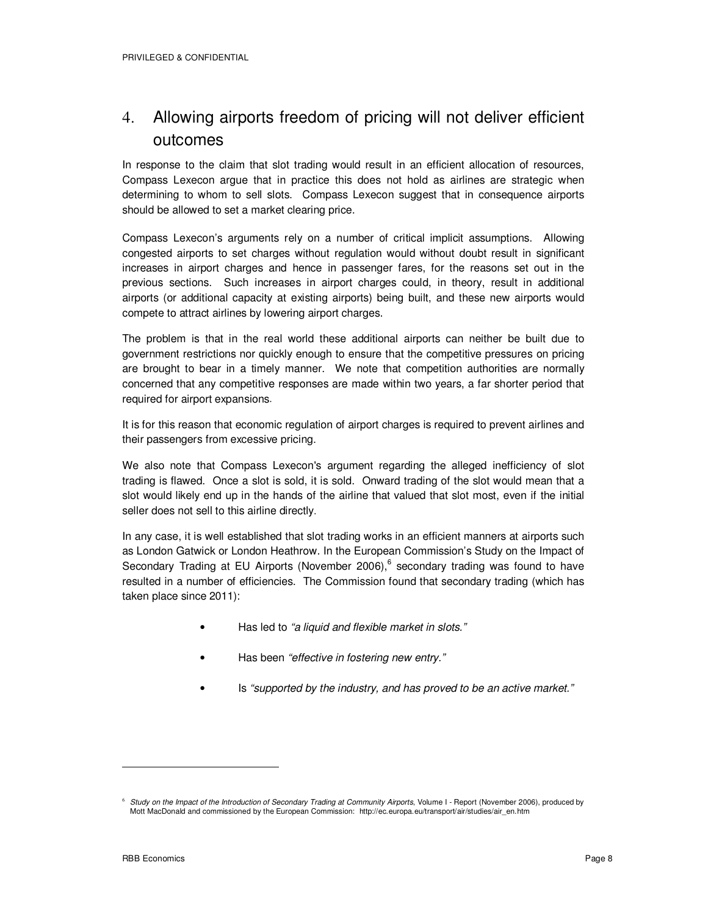## 4. Allowing airports freedom of pricing will not deliver efficient outcomes

In response to the claim that slot trading would result in an efficient allocation of resources, Compass Lexecon argue that in practice this does not hold as airlines are strategic when determining to whom to sell slots. Compass Lexecon suggest that in consequence airports should be allowed to set a market clearing price.

Compass Lexecon's arguments rely on a number of critical implicit assumptions. Allowing congested airports to set charges without regulation would without doubt result in significant increases in airport charges and hence in passenger fares, for the reasons set out in the previous sections. Such increases in airport charges could, in theory, result in additional airports (or additional capacity at existing airports) being built, and these new airports would compete to attract airlines by lowering airport charges.

The problem is that in the real world these additional airports can neither be built due to government restrictions nor quickly enough to ensure that the competitive pressures on pricing are brought to bear in a timely manner. We note that competition authorities are normally concerned that any competitive responses are made within two years, a far shorter period that required for airport expansions.

It is for this reason that economic regulation of airport charges is required to prevent airlines and their passengers from excessive pricing.

We also note that Compass Lexecon's argument regarding the alleged inefficiency of slot trading is flawed. Once a slot is sold, it is sold. Onward trading of the slot would mean that a slot would likely end up in the hands of the airline that valued that slot most, even if the initial seller does not sell to this airline directly.

In any case, it is well established that slot trading works in an efficient manners at airports such as London Gatwick or London Heathrow. In the European Commission's Study on the Impact of Secondary Trading at EU Airports (November 2006),[6] secondary trading was found to have resulted in a number of efficiencies. The Commission found that secondary trading (which has taken place since 2011):

- Has led to *"a liquid and flexible market in slots."*
- Has been *"effective in fostering new entry."*
- Is *"supported by the industry, and has proved to be an active market."*

---

[6] *Study on the Impact of the Introduction of Secondary Trading at Community Airports*, Volume I - Report (November 2006), produced by Mott MacDonald and commissioned by the European Commission: http://ec.europa.eu/transport/air/studies/air_en.htm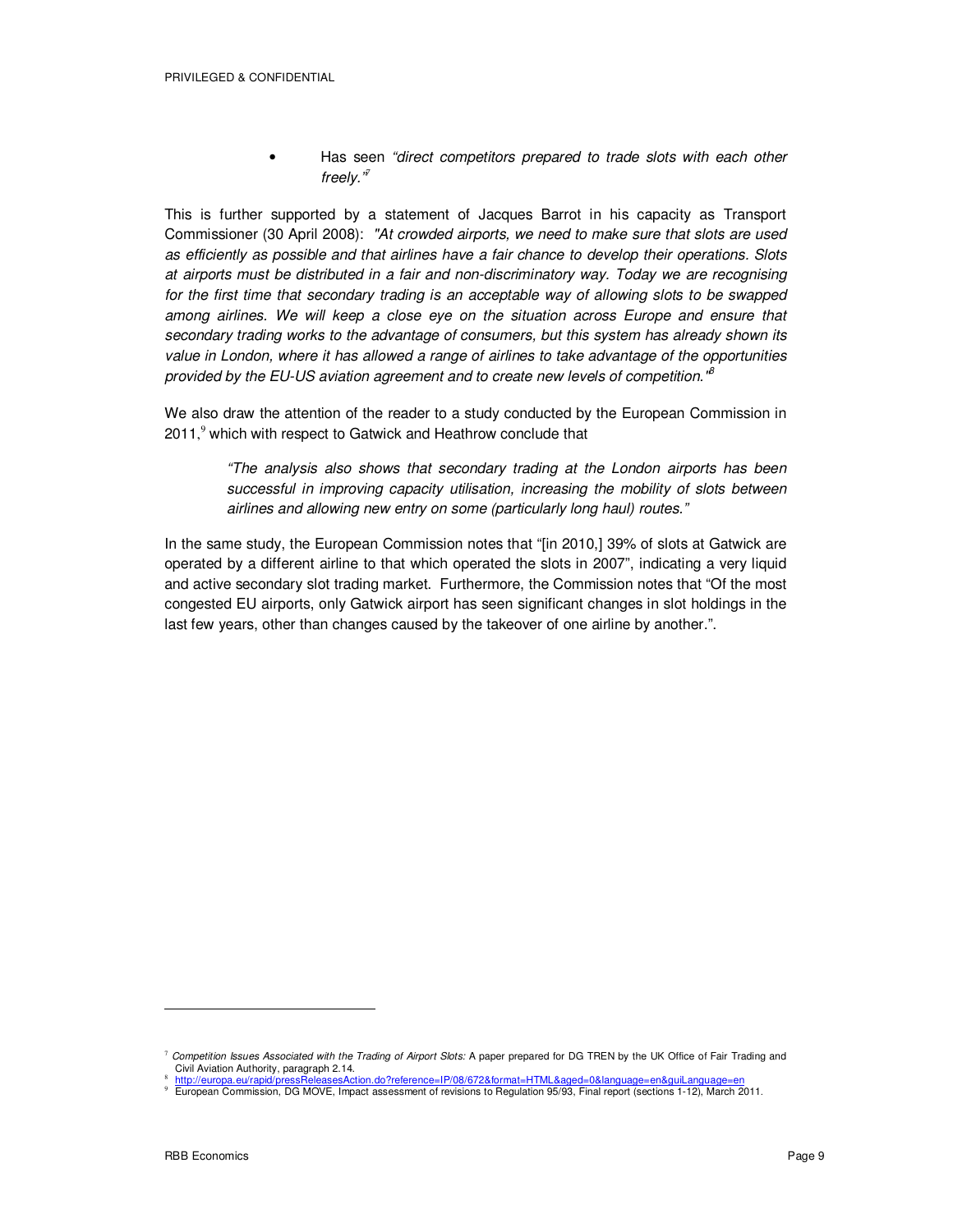- Has seen *"direct competitors prepared to trade slots with each other freely."*[7]

This is further supported by a statement of Jacques Barrot in his capacity as Transport Commissioner (30 April 2008): *"At crowded airports, we need to make sure that slots are used as efficiently as possible and that airlines have a fair chance to develop their operations. Slots at airports must be distributed in a fair and non-discriminatory way. Today we are recognising for the first time that secondary trading is an acceptable way of allowing slots to be swapped among airlines. We will keep a close eye on the situation across Europe and ensure that secondary trading works to the advantage of consumers, but this system has already shown its value in London, where it has allowed a range of airlines to take advantage of the opportunities provided by the EU-US aviation agreement and to create new levels of competition."*[8]

We also draw the attention of the reader to a study conducted by the European Commission in 2011,[9] which with respect to Gatwick and Heathrow conclude that

> *"The analysis also shows that secondary trading at the London airports has been successful in improving capacity utilisation, increasing the mobility of slots between airlines and allowing new entry on some (particularly long haul) routes."*

In the same study, the European Commission notes that "[in 2010,] 39% of slots at Gatwick are operated by a different airline to that which operated the slots in 2007", indicating a very liquid and active secondary slot trading market. Furthermore, the Commission notes that "Of the most congested EU airports, only Gatwick airport has seen significant changes in slot holdings in the last few years, other than changes caused by the takeover of one airline by another.".

---

[7] *Competition Issues Associated with the Trading of Airport Slots:* A paper prepared for DG TREN by the UK Office of Fair Trading and Civil Aviation Authority, paragraph 2.14.

[8] http://europa.eu/rapid/pressReleasesAction.do?reference=IP/08/672&format=HTML&aged=0&language=en&guiLanguage=en

[9] European Commission, DG MOVE, Impact assessment of revisions to Regulation 95/93, Final report (sections 1-12), March 2011.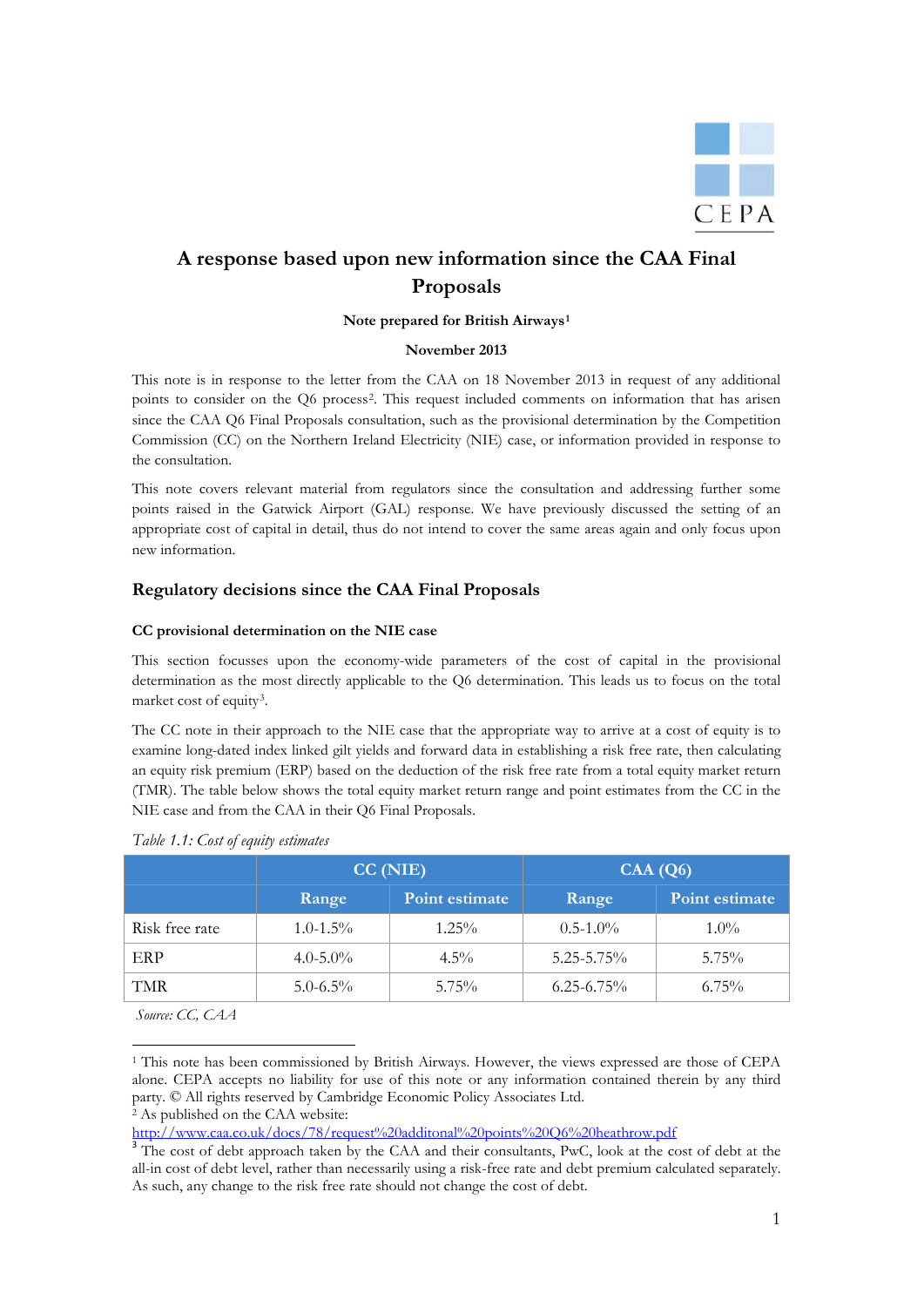# A response based upon new information since the CAA Final Proposals

**Note prepared for British Airways[1]**

**November 2013**

This note is in response to the letter from the CAA on 18 November 2013 in request of any additional points to consider on the Q6 process[2]. This request included comments on information that has arisen since the CAA Q6 Final Proposals consultation, such as the provisional determination by the Competition Commission (CC) on the Northern Ireland Electricity (NIE) case, or information provided in response to the consultation.

This note covers relevant material from regulators since the consultation and addressing further some points raised in the Gatwick Airport (GAL) response. We have previously discussed the setting of an appropriate cost of capital in detail, thus do not intend to cover the same areas again and only focus upon new information.

## Regulatory decisions since the CAA Final Proposals

### CC provisional determination on the NIE case

This section focusses upon the economy-wide parameters of the cost of capital in the provisional determination as the most directly applicable to the Q6 determination. This leads us to focus on the total market cost of equity[3].

The CC note in their approach to the NIE case that the appropriate way to arrive at a cost of equity is to examine long-dated index linked gilt yields and forward data in establishing a risk free rate, then calculating an equity risk premium (ERP) based on the deduction of the risk free rate from a total equity market return (TMR). The table below shows the total equity market return range and point estimates from the CC in the NIE case and from the CAA in their Q6 Final Proposals.

*Table 1.1: Cost of equity estimates*

| | CC (NIE) | | CAA (Q6) | |
|---|---|---|---|---|
| | Range | Point estimate | Range | Point estimate |
| Risk free rate | 1.0-1.5% | 1.25% | 0.5-1.0% | 1.0% |
| ERP | 4.0-5.0% | 4.5% | 5.25-5.75% | 5.75% |
| TMR | 5.0-6.5% | 5.75% | 6.25-6.75% | 6.75% |

*Source: CC, CAA*

---

[1] This note has been commissioned by British Airways. However, the views expressed are those of CEPA alone. CEPA accepts no liability for use of this note or any information contained therein by any third party. © All rights reserved by Cambridge Economic Policy Associates Ltd.

[2] As published on the CAA website: http://www.caa.co.uk/docs/78/request%20additonal%20points%20Q6%20heathrow.pdf

[3] The cost of debt approach taken by the CAA and their consultants, PwC, look at the cost of debt at the all-in cost of debt level, rather than necessarily using a risk-free rate and debt premium calculated separately. As such, any change to the risk free rate should not change the cost of debt.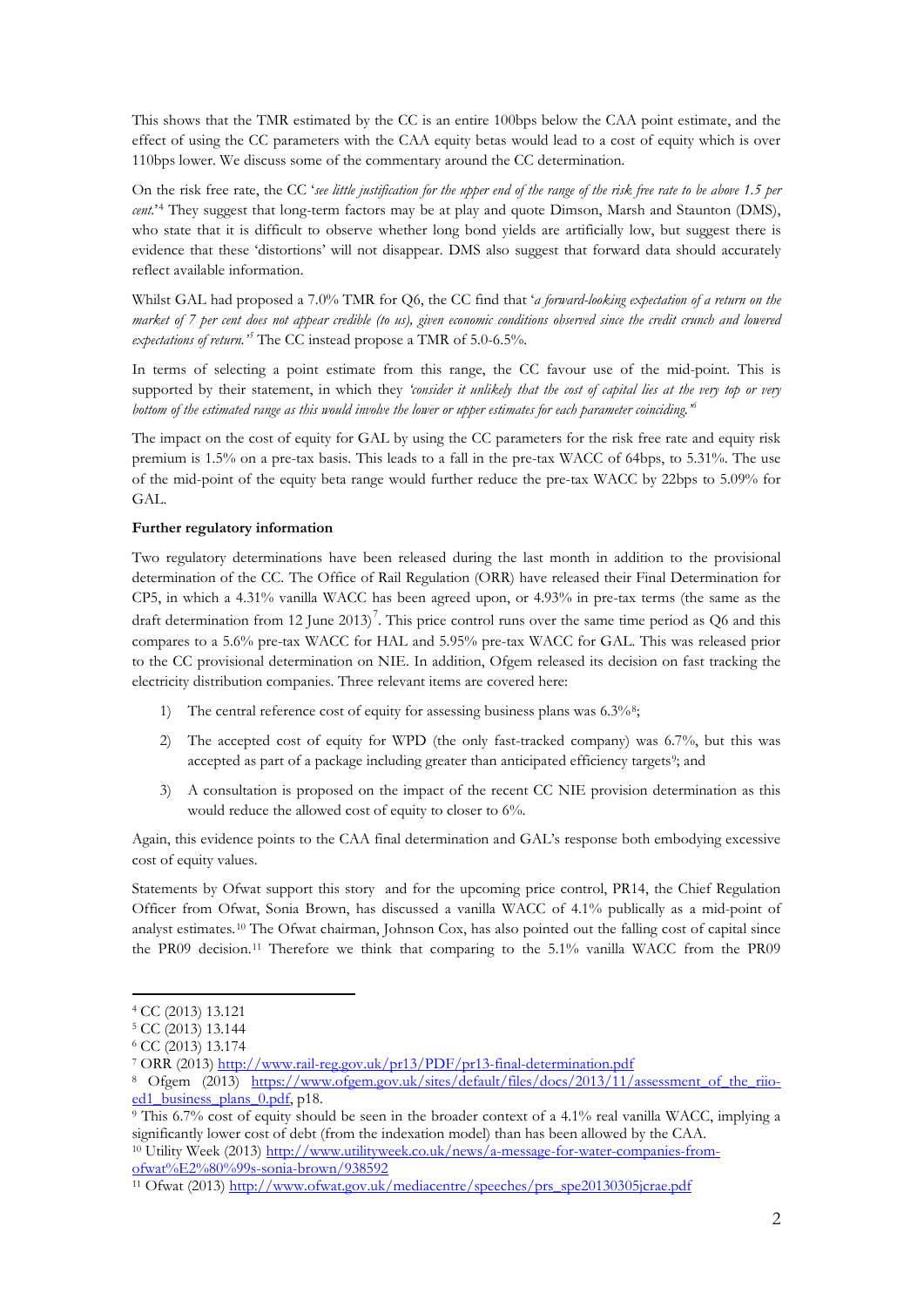This shows that the TMR estimated by the CC is an entire 100bps below the CAA point estimate, and the effect of using the CC parameters with the CAA equity betas would lead to a cost of equity which is over 110bps lower. We discuss some of the commentary around the CC determination.

On the risk free rate, the CC '*see little justification for the upper end of the range of the risk free rate to be above 1.5 per cent.*'[4] They suggest that long-term factors may be at play and quote Dimson, Marsh and Staunton (DMS), who state that it is difficult to observe whether long bond yields are artificially low, but suggest there is evidence that these 'distortions' will not disappear. DMS also suggest that forward data should accurately reflect available information.

Whilst GAL had proposed a 7.0% TMR for Q6, the CC find that '*a forward-looking expectation of a return on the market of 7 per cent does not appear credible (to us), given economic conditions observed since the credit crunch and lowered expectations of return.*'[5] The CC instead propose a TMR of 5.0-6.5%.

In terms of selecting a point estimate from this range, the CC favour use of the mid-point. This is supported by their statement, in which they *'consider it unlikely that the cost of capital lies at the very top or very bottom of the estimated range as this would involve the lower or upper estimates for each parameter coinciding.'*[6]

The impact on the cost of equity for GAL by using the CC parameters for the risk free rate and equity risk premium is 1.5% on a pre-tax basis. This leads to a fall in the pre-tax WACC of 64bps, to 5.31%. The use of the mid-point of the equity beta range would further reduce the pre-tax WACC by 22bps to 5.09% for GAL.

**Further regulatory information**

Two regulatory determinations have been released during the last month in addition to the provisional determination of the CC. The Office of Rail Regulation (ORR) have released their Final Determination for CP5, in which a 4.31% vanilla WACC has been agreed upon, or 4.93% in pre-tax terms (the same as the draft determination from 12 June 2013)[7]. This price control runs over the same time period as Q6 and this compares to a 5.6% pre-tax WACC for HAL and 5.95% pre-tax WACC for GAL. This was released prior to the CC provisional determination on NIE. In addition, Ofgem released its decision on fast tracking the electricity distribution companies. Three relevant items are covered here:

1) The central reference cost of equity for assessing business plans was 6.3%[8];
2) The accepted cost of equity for WPD (the only fast-tracked company) was 6.7%, but this was accepted as part of a package including greater than anticipated efficiency targets[9]; and
3) A consultation is proposed on the impact of the recent CC NIE provision determination as this would reduce the allowed cost of equity to closer to 6%.

Again, this evidence points to the CAA final determination and GAL's response both embodying excessive cost of equity values.

Statements by Ofwat support this story and for the upcoming price control, PR14, the Chief Regulation Officer from Ofwat, Sonia Brown, has discussed a vanilla WACC of 4.1% publically as a mid-point of analyst estimates.[10] The Ofwat chairman, Johnson Cox, has also pointed out the falling cost of capital since the PR09 decision.[11] Therefore we think that comparing to the 5.1% vanilla WACC from the PR09

---

[4] CC (2013) 13.121

[5] CC (2013) 13.144

[6] CC (2013) 13.174

[7] ORR (2013) http://www.rail-reg.gov.uk/pr13/PDF/pr13-final-determination.pdf

[8] Ofgem (2013) https://www.ofgem.gov.uk/sites/default/files/docs/2013/11/assessment_of_the_riio-ed1_business_plans_0.pdf, p18.

[9] This 6.7% cost of equity should be seen in the broader context of a 4.1% real vanilla WACC, implying a significantly lower cost of debt (from the indexation model) than has been allowed by the CAA.

[10] Utility Week (2013) http://www.utilityweek.co.uk/news/a-message-for-water-companies-from-ofwat%E2%80%99s-sonia-brown/938592

[11] Ofwat (2013) http://www.ofwat.gov.uk/mediacentre/speeches/prs_spe20130305jcrae.pdf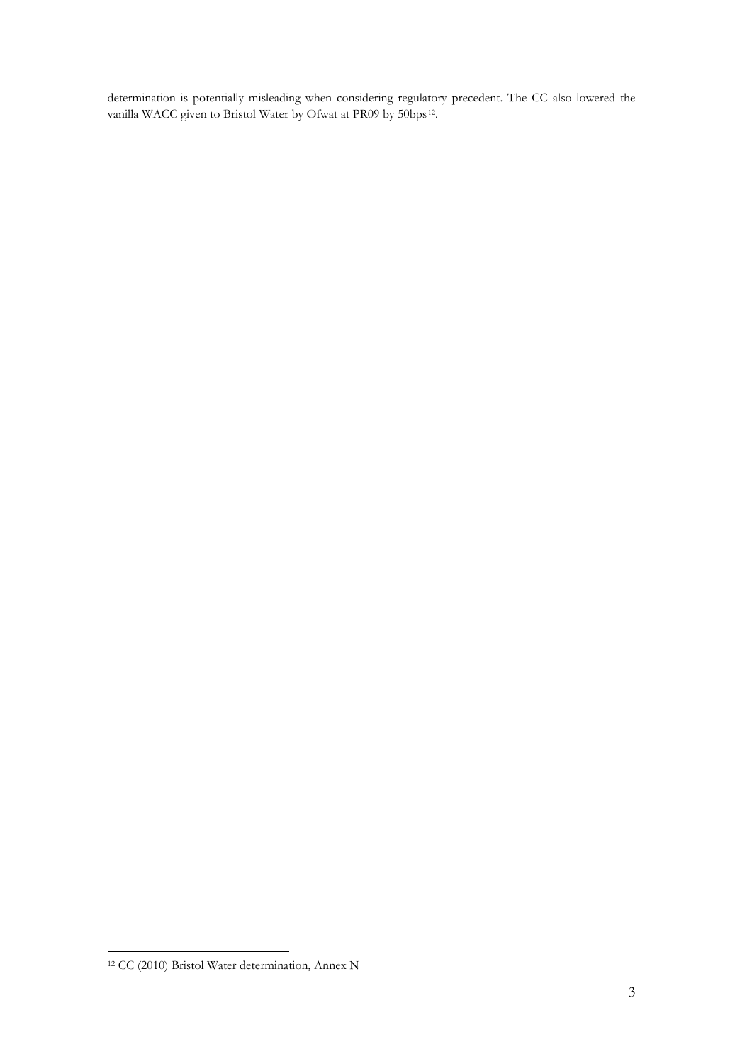determination is potentially misleading when considering regulatory precedent. The CC also lowered the vanilla WACC given to Bristol Water by Ofwat at PR09 by 50bps[12].

[12] CC (2010) Bristol Water determination, Annex N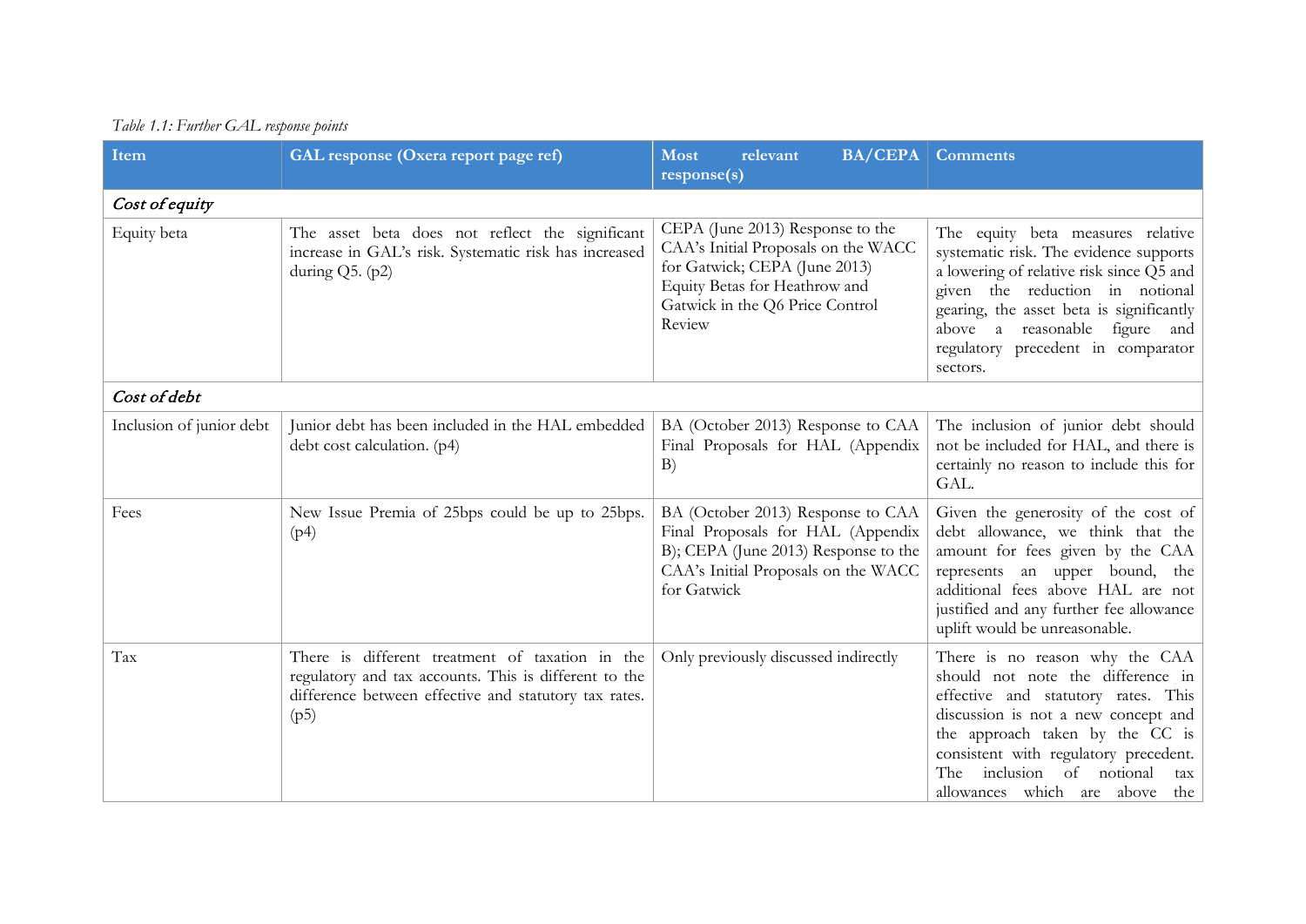*Table 1.1: Further GAL response points*

| Item | GAL response (Oxera report page ref) | Most relevant BA/CEPA response(s) | Comments |
|---|---|---|---|
| ***Cost of equity*** | | | |
| Equity beta | The asset beta does not reflect the significant increase in GAL's risk. Systematic risk has increased during Q5. (p2) | CEPA (June 2013) Response to the CAA's Initial Proposals on the WACC for Gatwick; CEPA (June 2013) Equity Betas for Heathrow and Gatwick in the Q6 Price Control Review | The equity beta measures relative systematic risk. The evidence supports a lowering of relative risk since Q5 and given the reduction in notional gearing, the asset beta is significantly above a reasonable figure and regulatory precedent in comparator sectors. |
| ***Cost of debt*** | | | |
| Inclusion of junior debt | Junior debt has been included in the HAL embedded debt cost calculation. (p4) | BA (October 2013) Response to CAA Final Proposals for HAL (Appendix B) | The inclusion of junior debt should not be included for HAL, and there is certainly no reason to include this for GAL. |
| Fees | New Issue Premia of 25bps could be up to 25bps. (p4) | BA (October 2013) Response to CAA Final Proposals for HAL (Appendix B); CEPA (June 2013) Response to the CAA's Initial Proposals on the WACC for Gatwick | Given the generosity of the cost of debt allowance, we think that the amount for fees given by the CAA represents an upper bound, the additional fees above HAL are not justified and any further fee allowance uplift would be unreasonable. |
| Tax | There is different treatment of taxation in the regulatory and tax accounts. This is different to the difference between effective and statutory tax rates. (p5) | Only previously discussed indirectly | There is no reason why the CAA should not note the difference in effective and statutory rates. This discussion is not a new concept and the approach taken by the CC is consistent with regulatory precedent. The inclusion of notional tax allowances which are above the |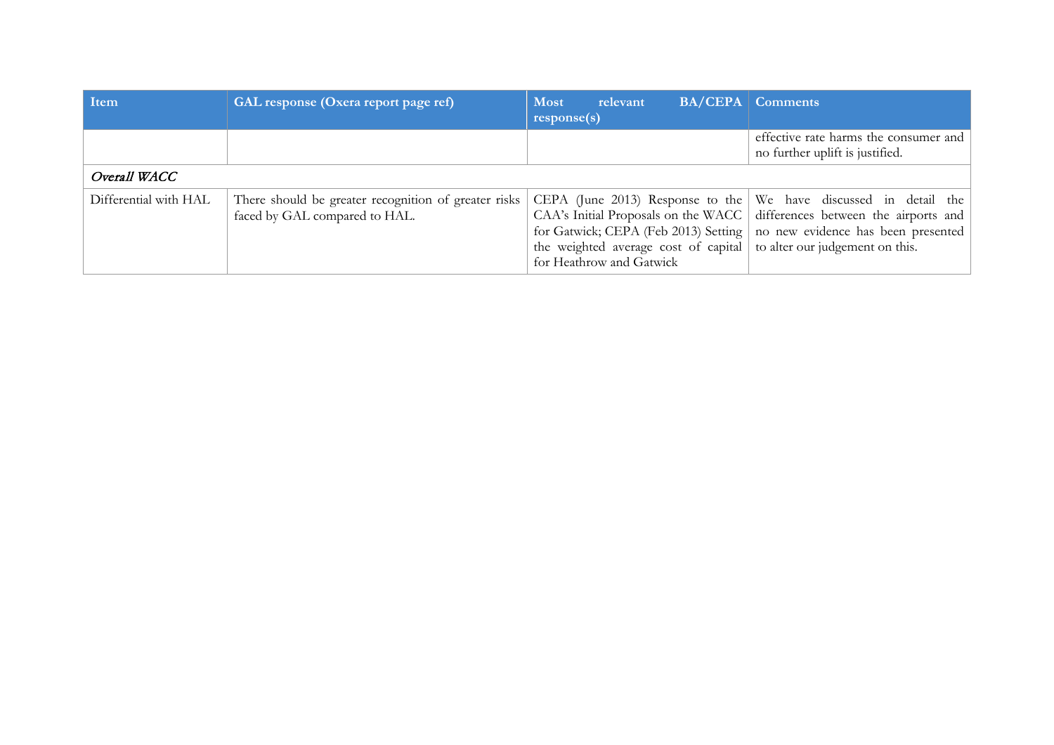| Item | GAL response (Oxera report page ref) | Most relevant BA/CEPA response(s) | Comments |
|---|---|---|---|
| | | | effective rate harms the consumer and no further uplift is justified. |
| *Overall WACC* | | | |
| Differential with HAL | There should be greater recognition of greater risks faced by GAL compared to HAL. | CEPA (June 2013) Response to the CAA's Initial Proposals on the WACC for Gatwick; CEPA (Feb 2013) Setting the weighted average cost of capital for Heathrow and Gatwick | We have discussed in detail the differences between the airports and no new evidence has been presented to alter our judgement on this. |